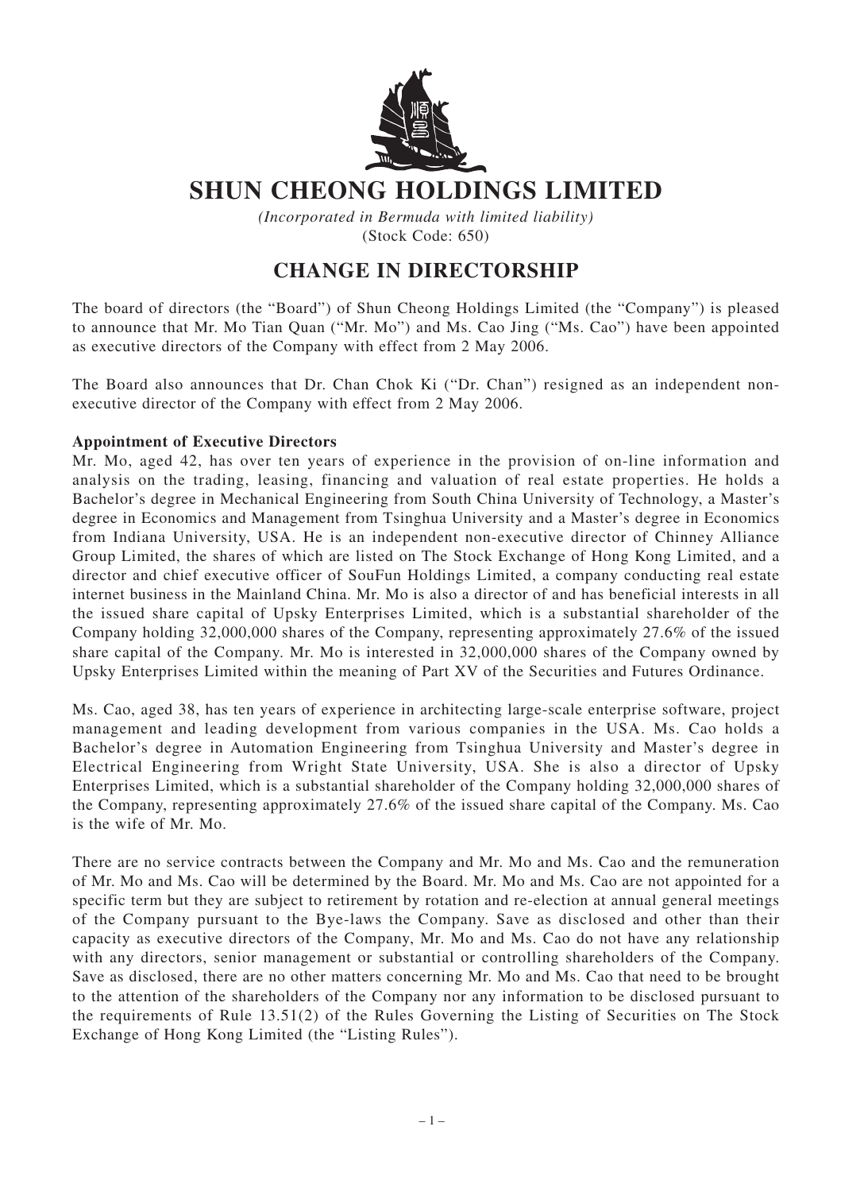# SHUN CHEONG HOLDINGS LIMITED

*(Incorporated in Bermuda with limited liability)*
(Stock Code: 650)

## CHANGE IN DIRECTORSHIP

The board of directors (the "Board") of Shun Cheong Holdings Limited (the "Company") is pleased to announce that Mr. Mo Tian Quan ("Mr. Mo") and Ms. Cao Jing ("Ms. Cao") have been appointed as executive directors of the Company with effect from 2 May 2006.

The Board also announces that Dr. Chan Chok Ki ("Dr. Chan") resigned as an independent non-executive director of the Company with effect from 2 May 2006.

**Appointment of Executive Directors**

Mr. Mo, aged 42, has over ten years of experience in the provision of on-line information and analysis on the trading, leasing, financing and valuation of real estate properties. He holds a Bachelor's degree in Mechanical Engineering from South China University of Technology, a Master's degree in Economics and Management from Tsinghua University and a Master's degree in Economics from Indiana University, USA. He is an independent non-executive director of Chinney Alliance Group Limited, the shares of which are listed on The Stock Exchange of Hong Kong Limited, and a director and chief executive officer of SouFun Holdings Limited, a company conducting real estate internet business in the Mainland China. Mr. Mo is also a director of and has beneficial interests in all the issued share capital of Upsky Enterprises Limited, which is a substantial shareholder of the Company holding 32,000,000 shares of the Company, representing approximately 27.6% of the issued share capital of the Company. Mr. Mo is interested in 32,000,000 shares of the Company owned by Upsky Enterprises Limited within the meaning of Part XV of the Securities and Futures Ordinance.

Ms. Cao, aged 38, has ten years of experience in architecting large-scale enterprise software, project management and leading development from various companies in the USA. Ms. Cao holds a Bachelor's degree in Automation Engineering from Tsinghua University and Master's degree in Electrical Engineering from Wright State University, USA. She is also a director of Upsky Enterprises Limited, which is a substantial shareholder of the Company holding 32,000,000 shares of the Company, representing approximately 27.6% of the issued share capital of the Company. Ms. Cao is the wife of Mr. Mo.

There are no service contracts between the Company and Mr. Mo and Ms. Cao and the remuneration of Mr. Mo and Ms. Cao will be determined by the Board. Mr. Mo and Ms. Cao are not appointed for a specific term but they are subject to retirement by rotation and re-election at annual general meetings of the Company pursuant to the Bye-laws the Company. Save as disclosed and other than their capacity as executive directors of the Company, Mr. Mo and Ms. Cao do not have any relationship with any directors, senior management or substantial or controlling shareholders of the Company. Save as disclosed, there are no other matters concerning Mr. Mo and Ms. Cao that need to be brought to the attention of the shareholders of the Company nor any information to be disclosed pursuant to the requirements of Rule 13.51(2) of the Rules Governing the Listing of Securities on The Stock Exchange of Hong Kong Limited (the "Listing Rules").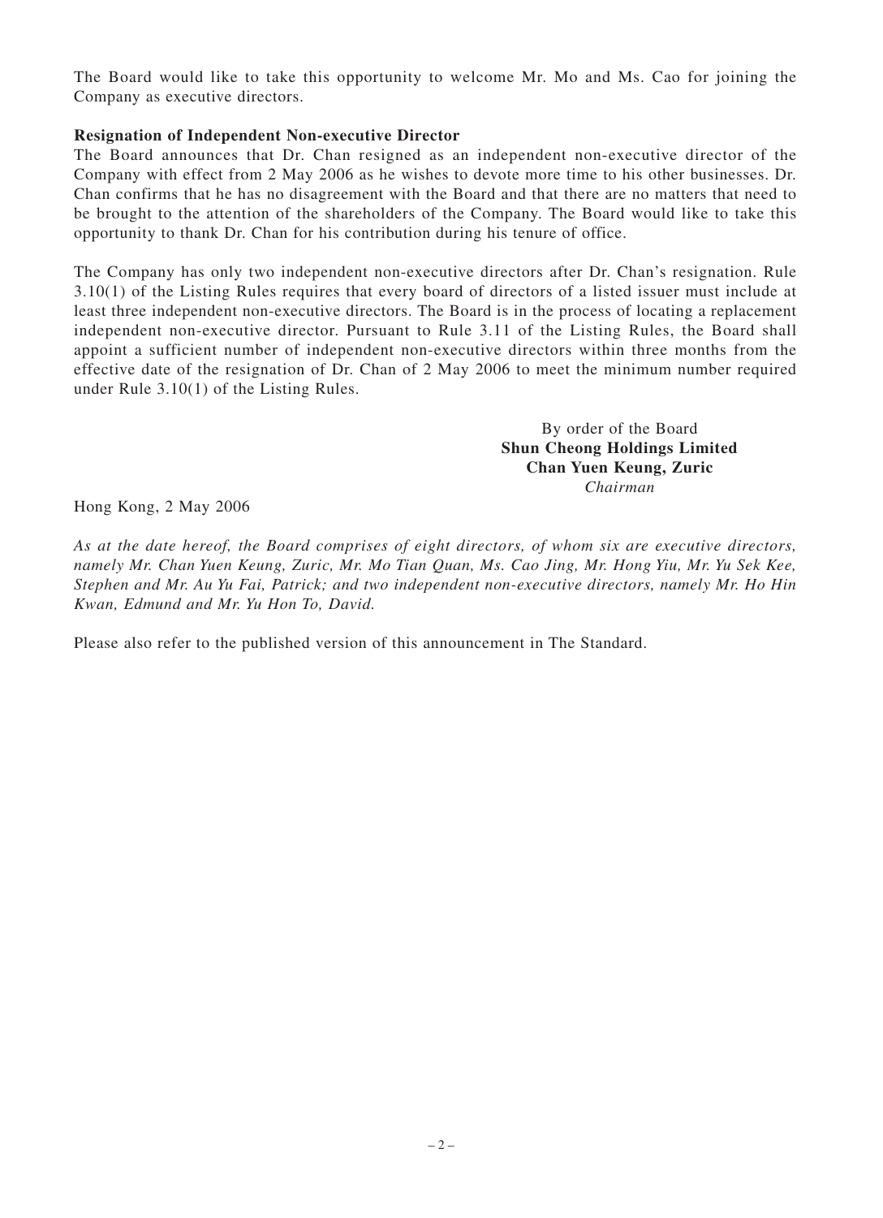The Board would like to take this opportunity to welcome Mr. Mo and Ms. Cao for joining the Company as executive directors.

**Resignation of Independent Non-executive Director**

The Board announces that Dr. Chan resigned as an independent non-executive director of the Company with effect from 2 May 2006 as he wishes to devote more time to his other businesses. Dr. Chan confirms that he has no disagreement with the Board and that there are no matters that need to be brought to the attention of the shareholders of the Company. The Board would like to take this opportunity to thank Dr. Chan for his contribution during his tenure of office.

The Company has only two independent non-executive directors after Dr. Chan's resignation. Rule 3.10(1) of the Listing Rules requires that every board of directors of a listed issuer must include at least three independent non-executive directors. The Board is in the process of locating a replacement independent non-executive director. Pursuant to Rule 3.11 of the Listing Rules, the Board shall appoint a sufficient number of independent non-executive directors within three months from the effective date of the resignation of Dr. Chan of 2 May 2006 to meet the minimum number required under Rule 3.10(1) of the Listing Rules.

By order of the Board
**Shun Cheong Holdings Limited**
**Chan Yuen Keung, Zuric**
*Chairman*

Hong Kong, 2 May 2006

*As at the date hereof, the Board comprises of eight directors, of whom six are executive directors, namely Mr. Chan Yuen Keung, Zuric, Mr. Mo Tian Quan, Ms. Cao Jing, Mr. Hong Yiu, Mr. Yu Sek Kee, Stephen and Mr. Au Yu Fai, Patrick; and two independent non-executive directors, namely Mr. Ho Hin Kwan, Edmund and Mr. Yu Hon To, David.*

Please also refer to the published version of this announcement in The Standard.